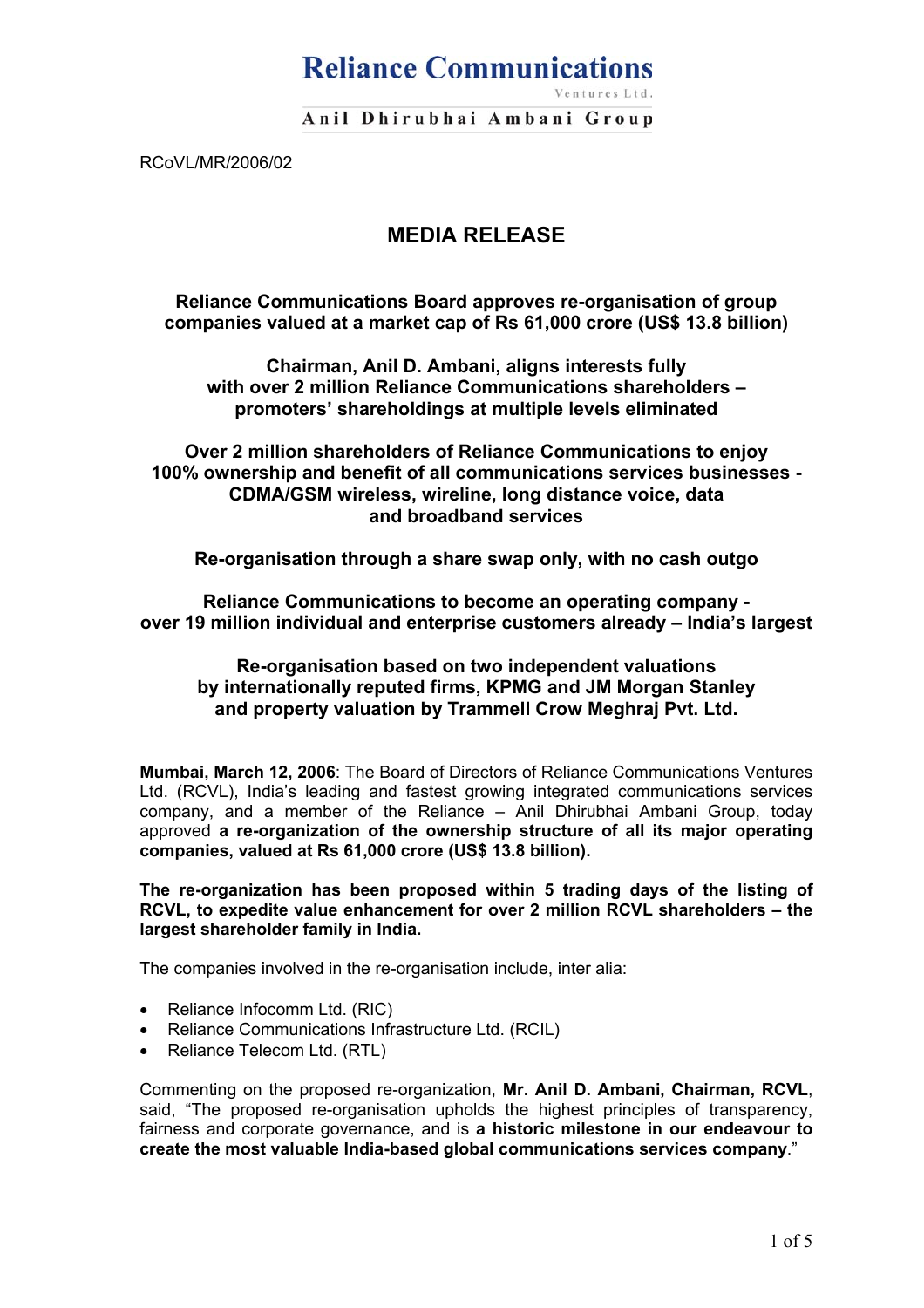**Reliance Communications**
Ventures Ltd.
**Anil Dhirubhai Ambani Group**

RCoVL/MR/2006/02

# MEDIA RELEASE

**Reliance Communications Board approves re-organisation of group companies valued at a market cap of Rs 61,000 crore (US$ 13.8 billion)**

**Chairman, Anil D. Ambani, aligns interests fully with over 2 million Reliance Communications shareholders – promoters' shareholdings at multiple levels eliminated**

**Over 2 million shareholders of Reliance Communications to enjoy 100% ownership and benefit of all communications services businesses - CDMA/GSM wireless, wireline, long distance voice, data and broadband services**

**Re-organisation through a share swap only, with no cash outgo**

**Reliance Communications to become an operating company - over 19 million individual and enterprise customers already – India's largest**

**Re-organisation based on two independent valuations by internationally reputed firms, KPMG and JM Morgan Stanley and property valuation by Trammell Crow Meghraj Pvt. Ltd.**

**Mumbai, March 12, 2006**: The Board of Directors of Reliance Communications Ventures Ltd. (RCVL), India's leading and fastest growing integrated communications services company, and a member of the Reliance – Anil Dhirubhai Ambani Group, today approved **a re-organization of the ownership structure of all its major operating companies, valued at Rs 61,000 crore (US$ 13.8 billion).**

**The re-organization has been proposed within 5 trading days of the listing of RCVL, to expedite value enhancement for over 2 million RCVL shareholders – the largest shareholder family in India.**

The companies involved in the re-organisation include, inter alia:

- Reliance Infocomm Ltd. (RIC)
- Reliance Communications Infrastructure Ltd. (RCIL)
- Reliance Telecom Ltd. (RTL)

Commenting on the proposed re-organization, **Mr. Anil D. Ambani, Chairman, RCVL**, said, "The proposed re-organisation upholds the highest principles of transparency, fairness and corporate governance, and is **a historic milestone in our endeavour to create the most valuable India-based global communications services company**."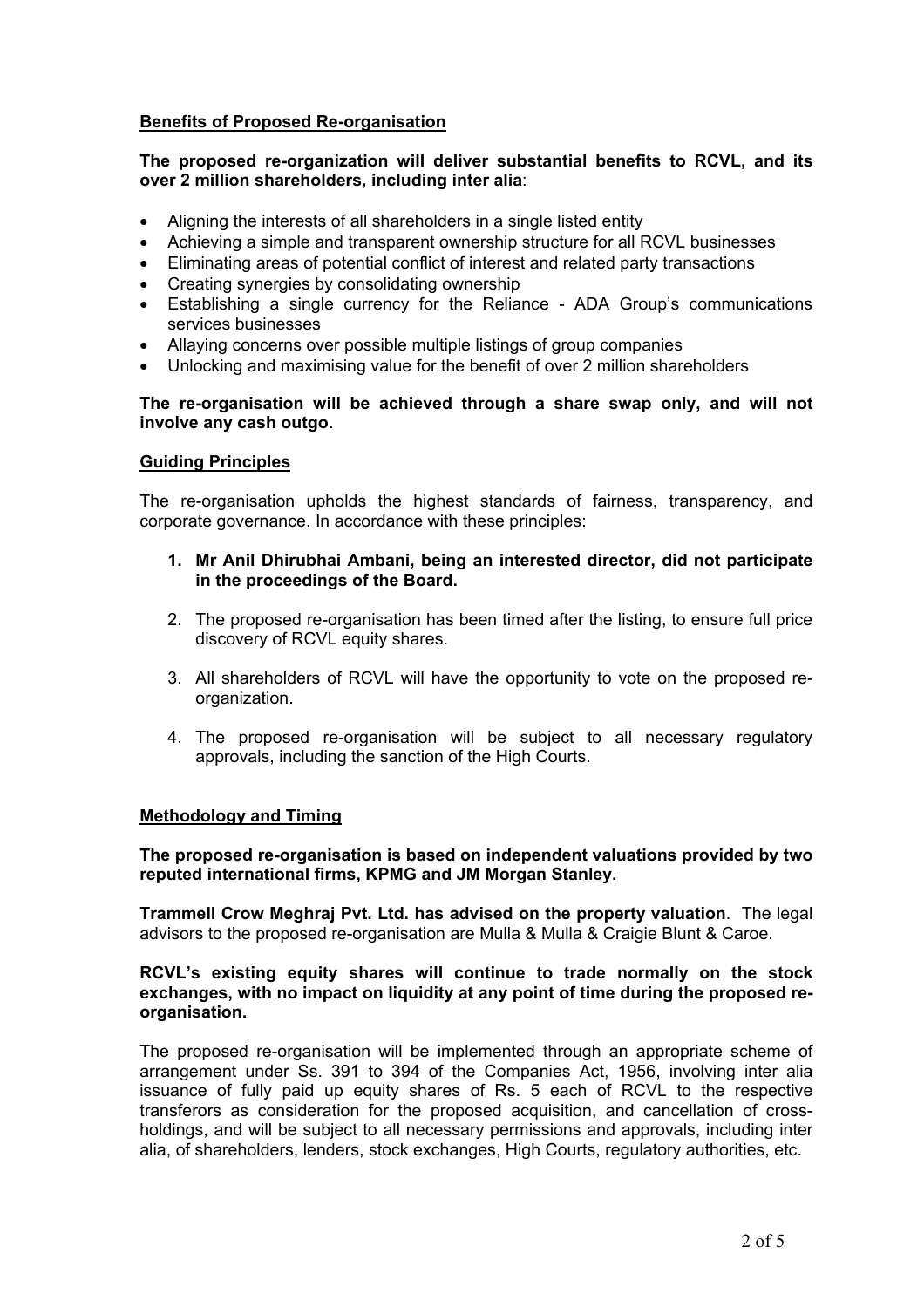## Benefits of Proposed Re-organisation

**The proposed re-organization will deliver substantial benefits to RCVL, and its over 2 million shareholders, including inter alia**:

- Aligning the interests of all shareholders in a single listed entity
- Achieving a simple and transparent ownership structure for all RCVL businesses
- Eliminating areas of potential conflict of interest and related party transactions
- Creating synergies by consolidating ownership
- Establishing a single currency for the Reliance - ADA Group's communications services businesses
- Allaying concerns over possible multiple listings of group companies
- Unlocking and maximising value for the benefit of over 2 million shareholders

**The re-organisation will be achieved through a share swap only, and will not involve any cash outgo.**

## Guiding Principles

The re-organisation upholds the highest standards of fairness, transparency, and corporate governance. In accordance with these principles:

1. **Mr Anil Dhirubhai Ambani, being an interested director, did not participate in the proceedings of the Board.**
2. The proposed re-organisation has been timed after the listing, to ensure full price discovery of RCVL equity shares.
3. All shareholders of RCVL will have the opportunity to vote on the proposed re-organization.
4. The proposed re-organisation will be subject to all necessary regulatory approvals, including the sanction of the High Courts.

## Methodology and Timing

**The proposed re-organisation is based on independent valuations provided by two reputed international firms, KPMG and JM Morgan Stanley.**

**Trammell Crow Meghraj Pvt. Ltd. has advised on the property valuation**. The legal advisors to the proposed re-organisation are Mulla & Mulla & Craigie Blunt & Caroe.

**RCVL's existing equity shares will continue to trade normally on the stock exchanges, with no impact on liquidity at any point of time during the proposed re-organisation.**

The proposed re-organisation will be implemented through an appropriate scheme of arrangement under Ss. 391 to 394 of the Companies Act, 1956, involving inter alia issuance of fully paid up equity shares of Rs. 5 each of RCVL to the respective transferors as consideration for the proposed acquisition, and cancellation of cross-holdings, and will be subject to all necessary permissions and approvals, including inter alia, of shareholders, lenders, stock exchanges, High Courts, regulatory authorities, etc.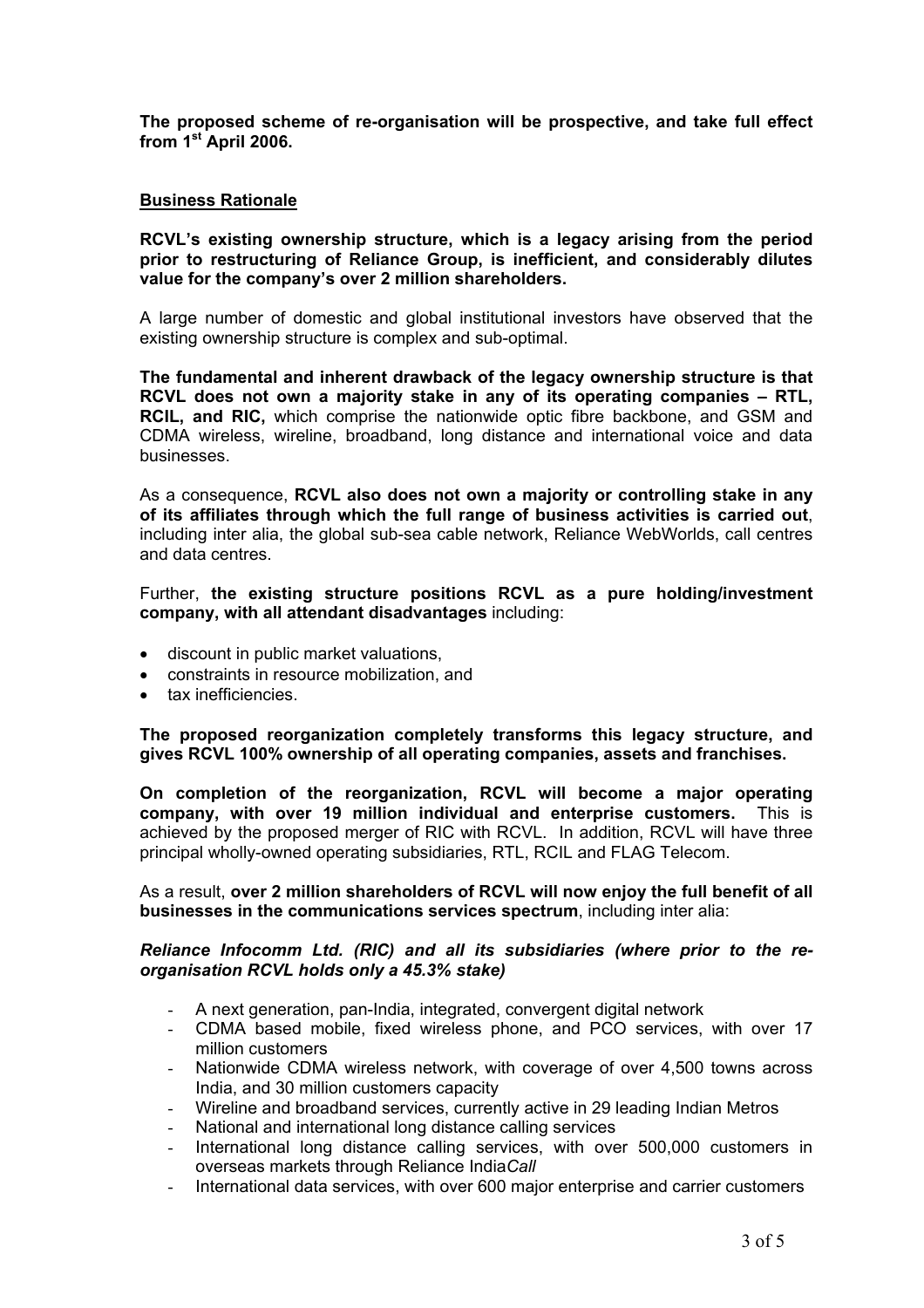**The proposed scheme of re-organisation will be prospective, and take full effect from 1st April 2006.**

## Business Rationale

**RCVL's existing ownership structure, which is a legacy arising from the period prior to restructuring of Reliance Group, is inefficient, and considerably dilutes value for the company's over 2 million shareholders.**

A large number of domestic and global institutional investors have observed that the existing ownership structure is complex and sub-optimal.

**The fundamental and inherent drawback of the legacy ownership structure is that RCVL does not own a majority stake in any of its operating companies – RTL, RCIL, and RIC,** which comprise the nationwide optic fibre backbone, and GSM and CDMA wireless, wireline, broadband, long distance and international voice and data businesses.

As a consequence, **RCVL also does not own a majority or controlling stake in any of its affiliates through which the full range of business activities is carried out**, including inter alia, the global sub-sea cable network, Reliance WebWorlds, call centres and data centres.

Further, **the existing structure positions RCVL as a pure holding/investment company, with all attendant disadvantages** including:

- discount in public market valuations,
- constraints in resource mobilization, and
- tax inefficiencies.

**The proposed reorganization completely transforms this legacy structure, and gives RCVL 100% ownership of all operating companies, assets and franchises.**

**On completion of the reorganization, RCVL will become a major operating company, with over 19 million individual and enterprise customers.** This is achieved by the proposed merger of RIC with RCVL. In addition, RCVL will have three principal wholly-owned operating subsidiaries, RTL, RCIL and FLAG Telecom.

As a result, **over 2 million shareholders of RCVL will now enjoy the full benefit of all businesses in the communications services spectrum**, including inter alia:

***Reliance Infocomm Ltd. (RIC) and all its subsidiaries (where prior to the re-organisation RCVL holds only a 45.3% stake)***

- A next generation, pan-India, integrated, convergent digital network
- CDMA based mobile, fixed wireless phone, and PCO services, with over 17 million customers
- Nationwide CDMA wireless network, with coverage of over 4,500 towns across India, and 30 million customers capacity
- Wireline and broadband services, currently active in 29 leading Indian Metros
- National and international long distance calling services
- International long distance calling services, with over 500,000 customers in overseas markets through Reliance India*Call*
- International data services, with over 600 major enterprise and carrier customers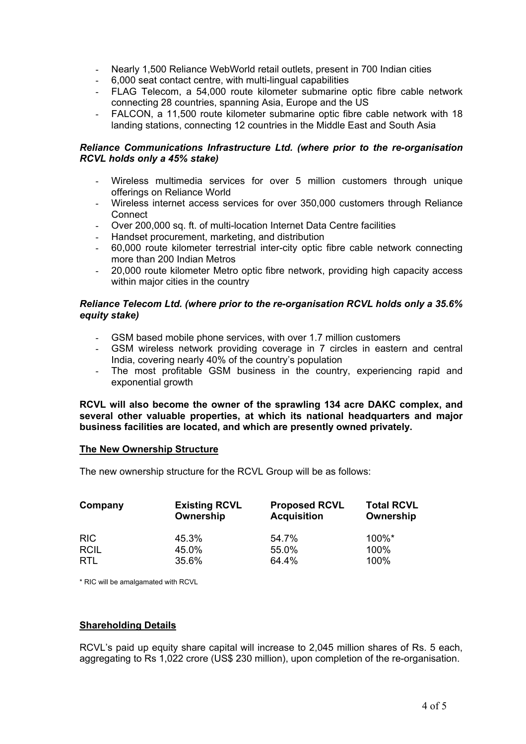- Nearly 1,500 Reliance WebWorld retail outlets, present in 700 Indian cities
- 6,000 seat contact centre, with multi-lingual capabilities
- FLAG Telecom, a 54,000 route kilometer submarine optic fibre cable network connecting 28 countries, spanning Asia, Europe and the US
- FALCON, a 11,500 route kilometer submarine optic fibre cable network with 18 landing stations, connecting 12 countries in the Middle East and South Asia

***Reliance Communications Infrastructure Ltd. (where prior to the re-organisation RCVL holds only a 45% stake)***

- Wireless multimedia services for over 5 million customers through unique offerings on Reliance World
- Wireless internet access services for over 350,000 customers through Reliance Connect
- Over 200,000 sq. ft. of multi-location Internet Data Centre facilities
- Handset procurement, marketing, and distribution
- 60,000 route kilometer terrestrial inter-city optic fibre cable network connecting more than 200 Indian Metros
- 20,000 route kilometer Metro optic fibre network, providing high capacity access within major cities in the country

***Reliance Telecom Ltd. (where prior to the re-organisation RCVL holds only a 35.6% equity stake)***

- GSM based mobile phone services, with over 1.7 million customers
- GSM wireless network providing coverage in 7 circles in eastern and central India, covering nearly 40% of the country's population
- The most profitable GSM business in the country, experiencing rapid and exponential growth

**RCVL will also become the owner of the sprawling 134 acre DAKC complex, and several other valuable properties, at which its national headquarters and major business facilities are located, and which are presently owned privately.**

**The New Ownership Structure**

The new ownership structure for the RCVL Group will be as follows:

| Company | Existing RCVL Ownership | Proposed RCVL Acquisition | Total RCVL Ownership |
|---|---|---|---|
| RIC | 45.3% | 54.7% | 100%* |
| RCIL | 45.0% | 55.0% | 100% |
| RTL | 35.6% | 64.4% | 100% |

* RIC will be amalgamated with RCVL

**Shareholding Details**

RCVL's paid up equity share capital will increase to 2,045 million shares of Rs. 5 each, aggregating to Rs 1,022 crore (US$ 230 million), upon completion of the re-organisation.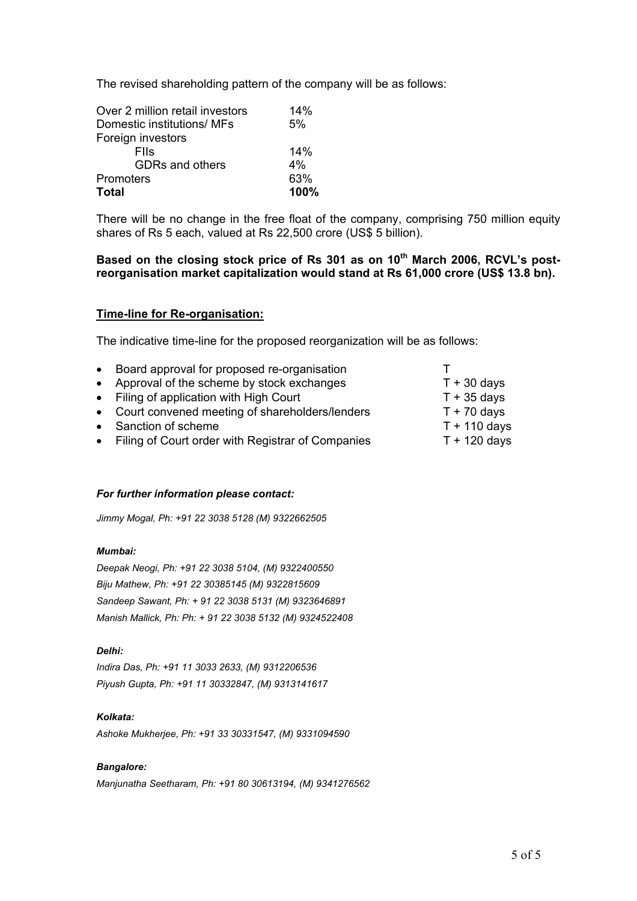The revised shareholding pattern of the company will be as follows:

| | |
|---|---|
| Over 2 million retail investors | 14% |
| Domestic institutions/ MFs | 5% |
| Foreign investors | |
| FIIs | 14% |
| GDRs and others | 4% |
| Promoters | 63% |
| **Total** | **100%** |

There will be no change in the free float of the company, comprising 750 million equity shares of Rs 5 each, valued at Rs 22,500 crore (US$ 5 billion).

**Based on the closing stock price of Rs 301 as on 10th March 2006, RCVL's post-reorganisation market capitalization would stand at Rs 61,000 crore (US$ 13.8 bn).**

## Time-line for Re-organisation:

The indicative time-line for the proposed reorganization will be as follows:

| | |
|---|---|
| • Board approval for proposed re-organisation | T |
| • Approval of the scheme by stock exchanges | T + 30 days |
| • Filing of application with High Court | T + 35 days |
| • Court convened meeting of shareholders/lenders | T + 70 days |
| • Sanction of scheme | T + 110 days |
| • Filing of Court order with Registrar of Companies | T + 120 days |

***For further information please contact:***

*Jimmy Mogal, Ph: +91 22 3038 5128 (M) 9322662505*

***Mumbai:***

*Deepak Neogi, Ph: +91 22 3038 5104, (M) 9322400550*
*Biju Mathew, Ph: +91 22 30385145 (M) 9322815609*
*Sandeep Sawant, Ph: + 91 22 3038 5131 (M) 9323646891*
*Manish Mallick, Ph: Ph: + 91 22 3038 5132 (M) 9324522408*

***Delhi:***

*Indira Das, Ph: +91 11 3033 2633, (M) 9312206536*
*Piyush Gupta, Ph: +91 11 30332847, (M) 9313141617*

***Kolkata:***

*Ashoke Mukherjee, Ph: +91 33 30331547, (M) 9331094590*

***Bangalore:***

*Manjunatha Seetharam, Ph: +91 80 30613194, (M) 9341276562*